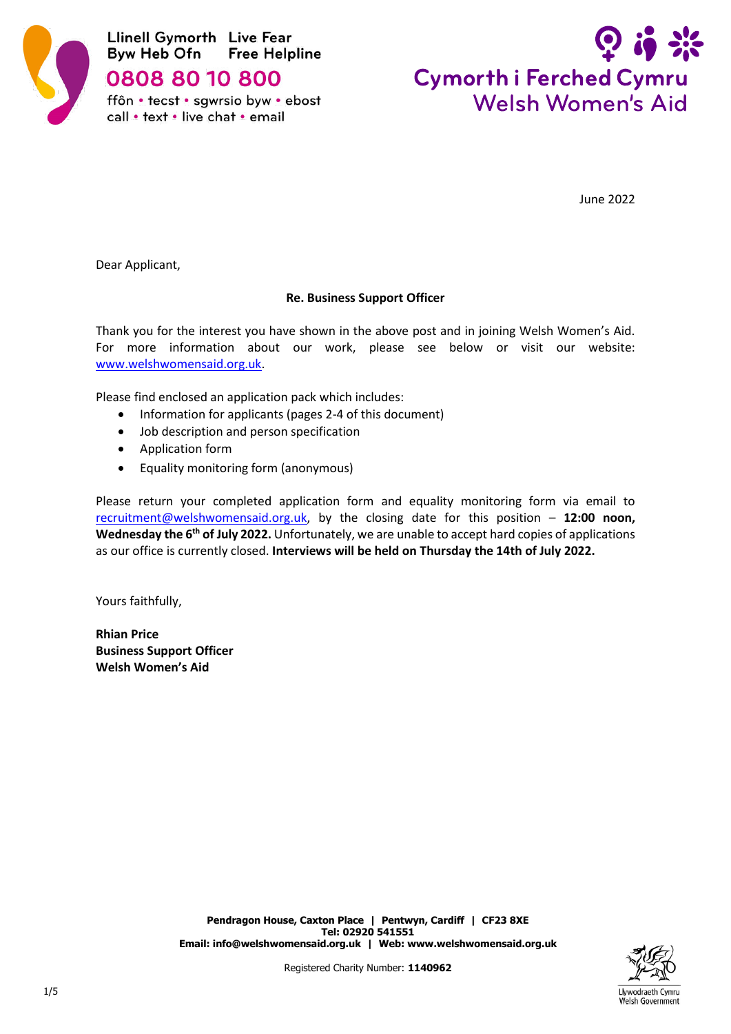Llinell Gymorth Byw Heb Ofn
Live Fear Free Helpline
**0808 80 10 800**
ffôn • tecst • sgwrsio byw • ebost
call • text • live chat • email

**Cymorth i Ferched Cymru**
**Welsh Women's Aid**

June 2022

Dear Applicant,

**Re. Business Support Officer**

Thank you for the interest you have shown in the above post and in joining Welsh Women's Aid. For more information about our work, please see below or visit our website: www.welshwomensaid.org.uk.

Please find enclosed an application pack which includes:

- Information for applicants (pages 2-4 of this document)
- Job description and person specification
- Application form
- Equality monitoring form (anonymous)

Please return your completed application form and equality monitoring form via email to recruitment@welshwomensaid.org.uk, by the closing date for this position – **12:00 noon, Wednesday the 6th of July 2022.** Unfortunately, we are unable to accept hard copies of applications as our office is currently closed. **Interviews will be held on Thursday the 14th of July 2022.**

Yours faithfully,

**Rhian Price**
**Business Support Officer**
**Welsh Women's Aid**

**Pendragon House, Caxton Place | Pentwyn, Cardiff | CF23 8XE**
**Tel: 02920 541551**
**Email: info@welshwomensaid.org.uk | Web: www.welshwomensaid.org.uk**

Registered Charity Number: **1140962**

Llywodraeth Cymru
Welsh Government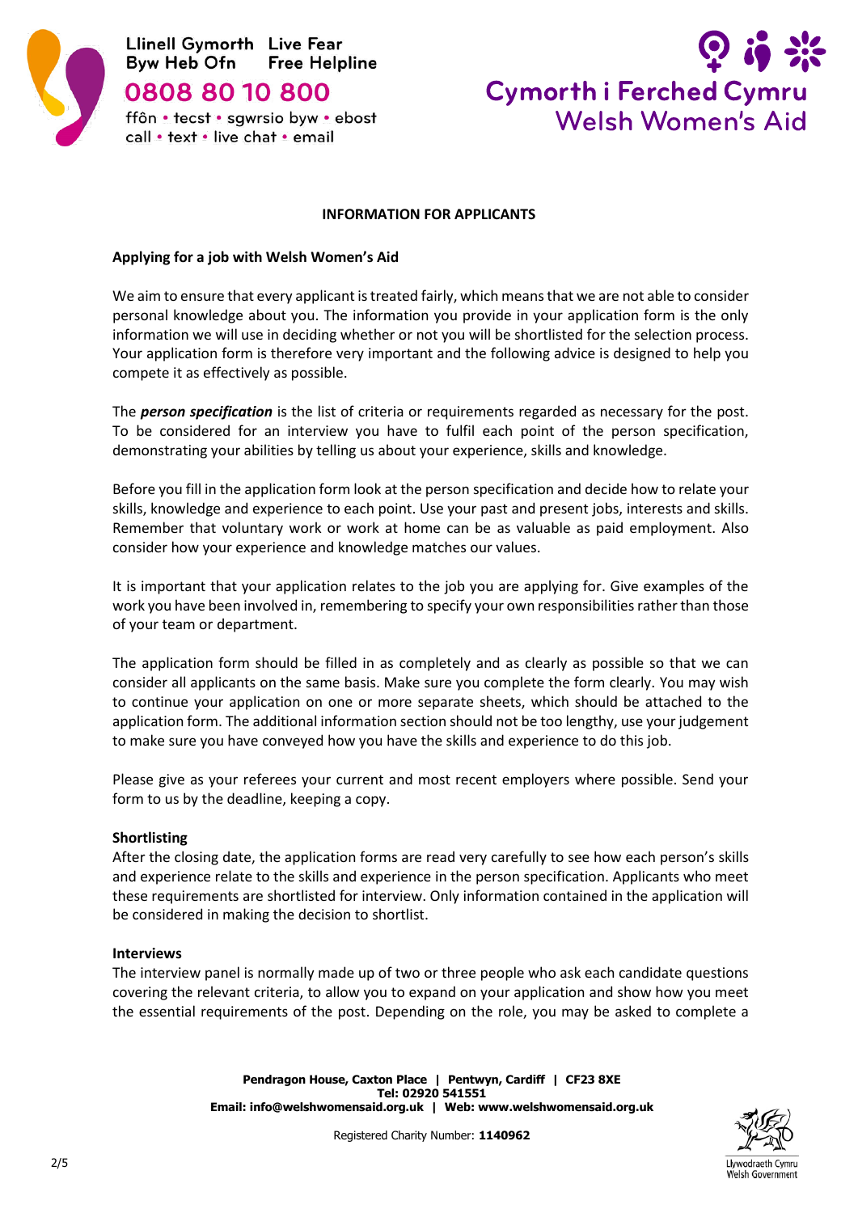**INFORMATION FOR APPLICANTS**

**Applying for a job with Welsh Women's Aid**

We aim to ensure that every applicant is treated fairly, which means that we are not able to consider personal knowledge about you. The information you provide in your application form is the only information we will use in deciding whether or not you will be shortlisted for the selection process. Your application form is therefore very important and the following advice is designed to help you compete it as effectively as possible.

The ***person specification*** is the list of criteria or requirements regarded as necessary for the post. To be considered for an interview you have to fulfil each point of the person specification, demonstrating your abilities by telling us about your experience, skills and knowledge.

Before you fill in the application form look at the person specification and decide how to relate your skills, knowledge and experience to each point. Use your past and present jobs, interests and skills. Remember that voluntary work or work at home can be as valuable as paid employment. Also consider how your experience and knowledge matches our values.

It is important that your application relates to the job you are applying for. Give examples of the work you have been involved in, remembering to specify your own responsibilities rather than those of your team or department.

The application form should be filled in as completely and as clearly as possible so that we can consider all applicants on the same basis. Make sure you complete the form clearly. You may wish to continue your application on one or more separate sheets, which should be attached to the application form. The additional information section should not be too lengthy, use your judgement to make sure you have conveyed how you have the skills and experience to do this job.

Please give as your referees your current and most recent employers where possible. Send your form to us by the deadline, keeping a copy.

**Shortlisting**

After the closing date, the application forms are read very carefully to see how each person's skills and experience relate to the skills and experience in the person specification. Applicants who meet these requirements are shortlisted for interview. Only information contained in the application will be considered in making the decision to shortlist.

**Interviews**

The interview panel is normally made up of two or three people who ask each candidate questions covering the relevant criteria, to allow you to expand on your application and show how you meet the essential requirements of the post. Depending on the role, you may be asked to complete a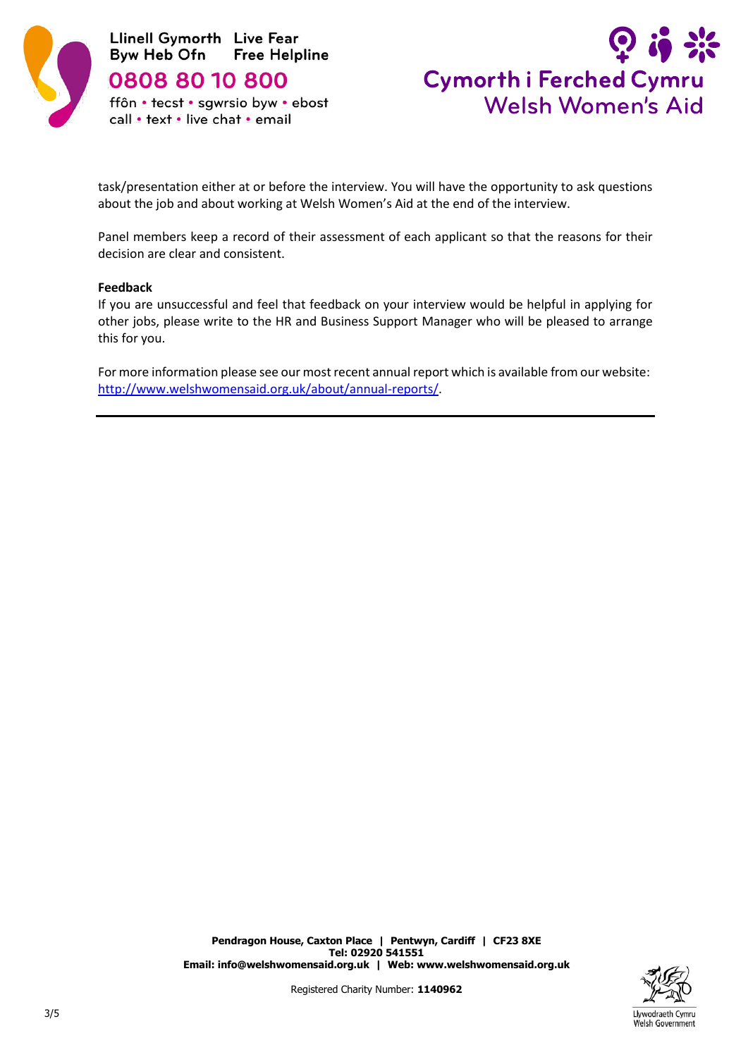task/presentation either at or before the interview. You will have the opportunity to ask questions about the job and about working at Welsh Women's Aid at the end of the interview.

Panel members keep a record of their assessment of each applicant so that the reasons for their decision are clear and consistent.

**Feedback**

If you are unsuccessful and feel that feedback on your interview would be helpful in applying for other jobs, please write to the HR and Business Support Manager who will be pleased to arrange this for you.

For more information please see our most recent annual report which is available from our website: http://www.welshwomensaid.org.uk/about/annual-reports/.

---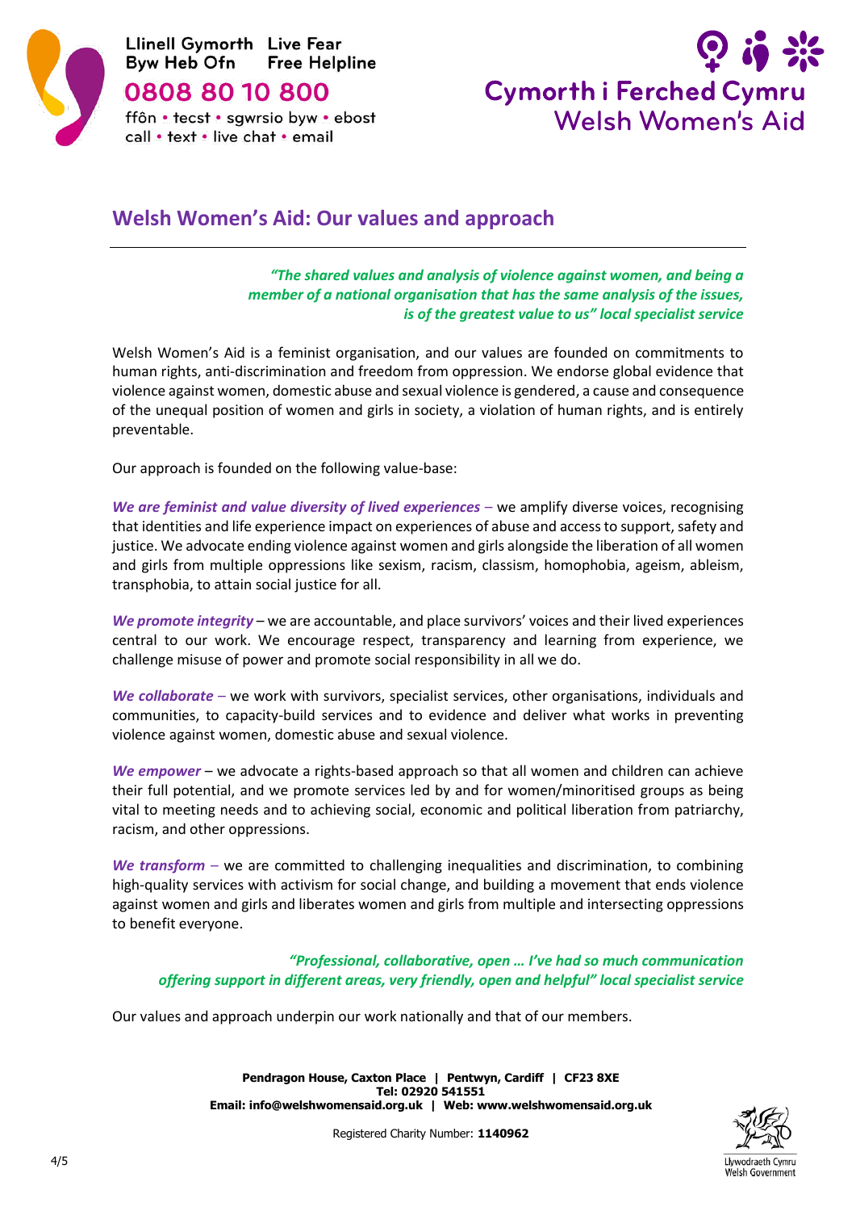# Welsh Women's Aid: Our values and approach

*"The shared values and analysis of violence against women, and being a member of a national organisation that has the same analysis of the issues, is of the greatest value to us" local specialist service*

Welsh Women's Aid is a feminist organisation, and our values are founded on commitments to human rights, anti-discrimination and freedom from oppression. We endorse global evidence that violence against women, domestic abuse and sexual violence is gendered, a cause and consequence of the unequal position of women and girls in society, a violation of human rights, and is entirely preventable.

Our approach is founded on the following value-base:

***We are feminist and value diversity of lived experiences*** – we amplify diverse voices, recognising that identities and life experience impact on experiences of abuse and access to support, safety and justice. We advocate ending violence against women and girls alongside the liberation of all women and girls from multiple oppressions like sexism, racism, classism, homophobia, ageism, ableism, transphobia, to attain social justice for all.

***We promote integrity*** – we are accountable, and place survivors' voices and their lived experiences central to our work. We encourage respect, transparency and learning from experience, we challenge misuse of power and promote social responsibility in all we do.

***We collaborate*** – we work with survivors, specialist services, other organisations, individuals and communities, to capacity-build services and to evidence and deliver what works in preventing violence against women, domestic abuse and sexual violence.

***We empower*** – we advocate a rights-based approach so that all women and children can achieve their full potential, and we promote services led by and for women/minoritised groups as being vital to meeting needs and to achieving social, economic and political liberation from patriarchy, racism, and other oppressions.

***We transform*** – we are committed to challenging inequalities and discrimination, to combining high-quality services with activism for social change, and building a movement that ends violence against women and girls and liberates women and girls from multiple and intersecting oppressions to benefit everyone.

*"Professional, collaborative, open … I've had so much communication offering support in different areas, very friendly, open and helpful" local specialist service*

Our values and approach underpin our work nationally and that of our members.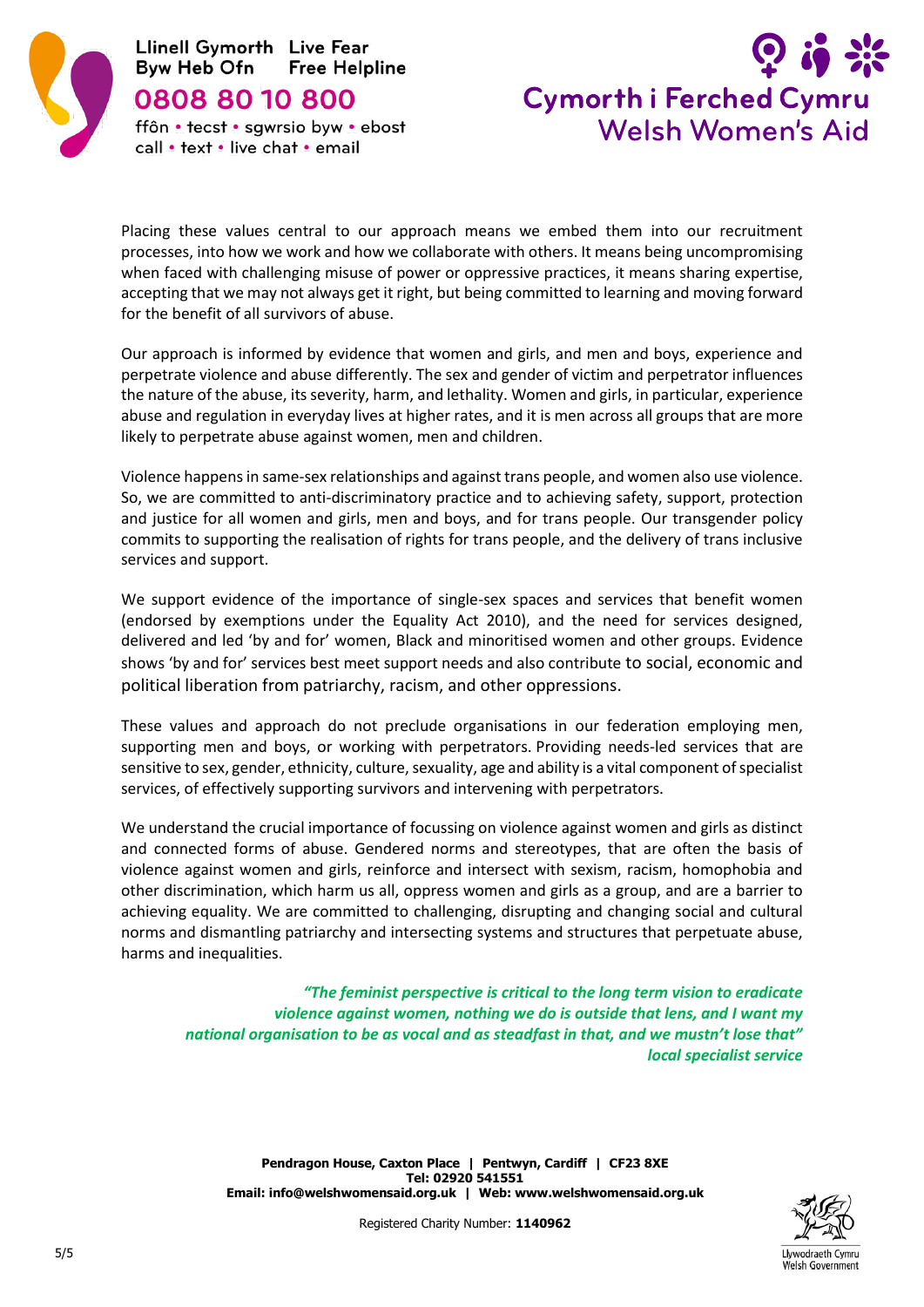Placing these values central to our approach means we embed them into our recruitment processes, into how we work and how we collaborate with others. It means being uncompromising when faced with challenging misuse of power or oppressive practices, it means sharing expertise, accepting that we may not always get it right, but being committed to learning and moving forward for the benefit of all survivors of abuse.

Our approach is informed by evidence that women and girls, and men and boys, experience and perpetrate violence and abuse differently. The sex and gender of victim and perpetrator influences the nature of the abuse, its severity, harm, and lethality. Women and girls, in particular, experience abuse and regulation in everyday lives at higher rates, and it is men across all groups that are more likely to perpetrate abuse against women, men and children.

Violence happens in same-sex relationships and against trans people, and women also use violence. So, we are committed to anti-discriminatory practice and to achieving safety, support, protection and justice for all women and girls, men and boys, and for trans people. Our transgender policy commits to supporting the realisation of rights for trans people, and the delivery of trans inclusive services and support.

We support evidence of the importance of single-sex spaces and services that benefit women (endorsed by exemptions under the Equality Act 2010), and the need for services designed, delivered and led 'by and for' women, Black and minoritised women and other groups. Evidence shows 'by and for' services best meet support needs and also contribute to social, economic and political liberation from patriarchy, racism, and other oppressions.

These values and approach do not preclude organisations in our federation employing men, supporting men and boys, or working with perpetrators. Providing needs-led services that are sensitive to sex, gender, ethnicity, culture, sexuality, age and ability is a vital component of specialist services, of effectively supporting survivors and intervening with perpetrators.

We understand the crucial importance of focussing on violence against women and girls as distinct and connected forms of abuse. Gendered norms and stereotypes, that are often the basis of violence against women and girls, reinforce and intersect with sexism, racism, homophobia and other discrimination, which harm us all, oppress women and girls as a group, and are a barrier to achieving equality. We are committed to challenging, disrupting and changing social and cultural norms and dismantling patriarchy and intersecting systems and structures that perpetuate abuse, harms and inequalities.

> ***"The feminist perspective is critical to the long term vision to eradicate violence against women, nothing we do is outside that lens, and I want my national organisation to be as vocal and as steadfast in that, and we mustn't lose that"***
> ***local specialist service***